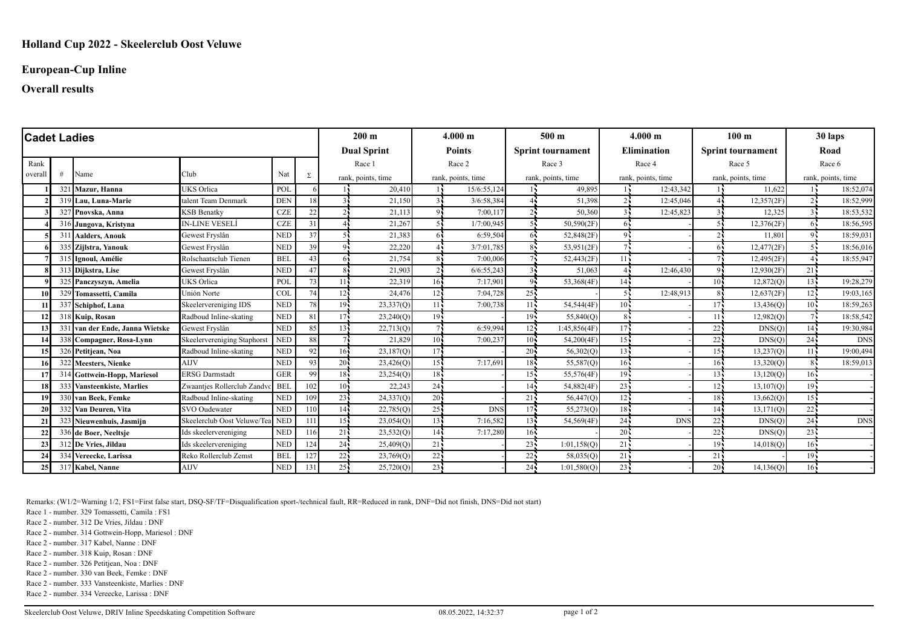# Holland Cup 2022 - Skeelerclub Oost Veluwe

## European-Cup Inline

## Overall results

| **Cadet Ladies** | | | | | | **200 m** | | **4.000 m** | | **500 m** | | **4.000 m** | | **100 m** | | **30 laps** | |
|---|---|---|---|---|---|---|---|---|---|---|---|---|---|---|---|---|---|
| | | | | | | **Dual Sprint** | | **Points** | | **Sprint tournament** | | **Elimination** | | **Sprint tournament** | | **Road** | |
| Rank overall | # | Name | Club | Nat | Σ | Race 1 rank, points, time | | Race 2 rank, points, time | | Race 3 rank, points, time | | Race 4 rank, points, time | | Race 5 rank, points, time | | Race 6 rank, points, time | |
| 1 | 321 | **Mazur, Hanna** | UKS Orlica | POL | 6 | 1 | 20,410 | 1 | 15/6:55,124 | 1 | 49,895 | 1 | 12:43,342 | 1 | 11,622 | 1 | 18:52,074 |
| 2 | 319 | **Lau, Luna-Marie** | talent Team Denmark | DEN | 18 | 3 | 21,150 | 3 | 3/6:58,384 | 4 | 51,398 | 2 | 12:45,046 | 4 | 12,357(2F) | 2 | 18:52,999 |
| 3 | 327 | **Pnovska, Anna** | KSB Benatky | CZE | 22 | 2 | 21,113 | 9 | 7:00,117 | 2 | 50,360 | 3 | 12:45,823 | 3 | 12,325 | 3 | 18:53,532 |
| 4 | 316 | **Jungova, Kristyna** | IN-LINE VESELÍ | CZE | 31 | 4 | 21,267 | 5 | 1/7:00,945 | 5 | 50,590(2F) | 6 | - | 5 | 12,376(2F) | 6 | 18:56,595 |
| 5 | 311 | **Aalders, Anouk** | Gewest Fryslân | NED | 37 | 5 | 21,383 | 6 | 6:59,504 | 6 | 52,848(2F) | 9 | - | 2 | 11,801 | 9 | 18:59,031 |
| 6 | 335 | **Zijlstra, Yanouk** | Gewest Fryslân | NED | 39 | 9 | 22,220 | 4 | 3/7:01,785 | 8 | 53,951(2F) | 7 | - | 6 | 12,477(2F) | 5 | 18:56,016 |
| 7 | 315 | **Ignoul, Amélie** | Rolschaatsclub Tienen | BEL | 43 | 6 | 21,754 | 8 | 7:00,006 | 7 | 52,443(2F) | 11 | - | 7 | 12,495(2F) | 4 | 18:55,947 |
| 8 | 313 | **Dijkstra, Lise** | Gewest Fryslân | NED | 47 | 8 | 21,903 | 2 | 6/6:55,243 | 3 | 51,063 | 4 | 12:46,430 | 9 | 12,930(2F) | 21 | - |
| 9 | 325 | **Panczyszyn, Amelia** | UKS Orlica | POL | 73 | 11 | 22,319 | 16 | 7:17,901 | 9 | 53,368(4F) | 14 | - | 10 | 12,872(Q) | 13 | 19:28,279 |
| 10 | 329 | **Tomassetti, Camila** | Unión Norte | COL | 74 | 12 | 24,476 | 12 | 7:04,728 | 25 | - | 5 | 12:48,913 | 8 | 12,637(2F) | 12 | 19:03,165 |
| 11 | 337 | **Schiphof, Lana** | Skeelervereniging IDS | NED | 78 | 19 | 23,337(Q) | 11 | 7:00,738 | 11 | 54,544(4F) | 10 | - | 17 | 13,436(Q) | 10 | 18:59,263 |
| 12 | 318 | **Kuip, Rosan** | Radboud Inline-skating | NED | 81 | 17 | 23,240(Q) | 19 | - | 19 | 55,840(Q) | 8 | - | 11 | 12,982(Q) | 7 | 18:58,542 |
| 13 | 331 | **van der Ende, Janna Wietske** | Gewest Fryslân | NED | 85 | 13 | 22,713(Q) | 7 | 6:59,994 | 12 | 1:45,856(4F) | 17 | - | 22 | DNS(Q) | 14 | 19:30,984 |
| 14 | 338 | **Compagner, Rosa-Lynn** | Skeelervereniging Staphorst | NED | 88 | 7 | 21,829 | 10 | 7:00,237 | 10 | 54,200(4F) | 15 | - | 22 | DNS(Q) | 24 | DNS |
| 15 | 326 | **Petitjean, Noa** | Radboud Inline-skating | NED | 92 | 16 | 23,187(Q) | 17 | - | 20 | 56,302(Q) | 13 | - | 15 | 13,237(Q) | 11 | 19:00,494 |
| 16 | 322 | **Meesters, Nienke** | AIJV | NED | 93 | 20 | 23,426(Q) | 15 | 7:17,691 | 18 | 55,587(Q) | 16 | - | 16 | 13,320(Q) | 8 | 18:59,013 |
| 17 | 314 | **Gottwein-Hopp, Mariesol** | ERSG Darmstadt | GER | 99 | 18 | 23,254(Q) | 18 | - | 15 | 55,576(4F) | 19 | - | 13 | 13,120(Q) | 16 | - |
| 18 | 333 | **Vansteenkiste, Marlies** | Zwaantjes Rollerclub Zandvc | BEL | 102 | 10 | 22,243 | 24 | - | 14 | 54,882(4F) | 23 | - | 12 | 13,107(Q) | 19 | - |
| 19 | 330 | **van Beek, Femke** | Radboud Inline-skating | NED | 109 | 23 | 24,337(Q) | 20 | - | 21 | 56,447(Q) | 12 | - | 18 | 13,662(Q) | 15 | - |
| 20 | 332 | **Van Deuren, Vita** | SVO Oudewater | NED | 110 | 14 | 22,785(Q) | 25 | DNS | 17 | 55,273(Q) | 18 | - | 14 | 13,171(Q) | 22 | - |
| 21 | 323 | **Nieuwenhuis, Jasmijn** | Skeelerclub Oost Veluwe/Tea | NED | 111 | 15 | 23,054(Q) | 13 | 7:16,582 | 13 | 54,569(4F) | 24 | DNS | 22 | DNS(Q) | 24 | DNS |
| 22 | 336 | **de Boer, Neeltsje** | Ids skeelervereniging | NED | 116 | 21 | 23,532(Q) | 14 | 7:17,280 | 16 | - | 20 | - | 22 | DNS(Q) | 23 | - |
| 23 | 312 | **De Vries, Jildau** | Ids skeelervereniging | NED | 124 | 24 | 25,409(Q) | 21 | - | 23 | 1:01,158(Q) | 21 | - | 19 | 14,018(Q) | 16 | - |
| 24 | 334 | **Vereecke, Larissa** | Reko Rollerclub Zemst | BEL | 127 | 22 | 23,769(Q) | 22 | - | 22 | 58,035(Q) | 21 | - | 21 | - | 19 | - |
| 25 | 317 | **Kabel, Nanne** | AIJV | NED | 131 | 25 | 25,720(Q) | 23 | - | 24 | 1:01,580(Q) | 23 | - | 20 | 14,136(Q) | 16 | - |

Remarks: (W1/2=Warning 1/2, FS1=First false start, DSQ-SF/TF=Disqualification sport-/technical fault, RR=Reduced in rank, DNF=Did not finish, DNS=Did not start)

Race 1 - number. 329 Tomassetti, Camila : FS1

Race 2 - number. 312 De Vries, Jildau : DNF

Race 2 - number. 314 Gottwein-Hopp, Mariesol : DNF

Race 2 - number. 317 Kabel, Nanne : DNF

Race 2 - number. 318 Kuip, Rosan : DNF

Race 2 - number. 326 Petitjean, Noa : DNF

Race 2 - number. 330 van Beek, Femke : DNF

Race 2 - number. 333 Vansteenkiste, Marlies : DNF

Race 2 - number. 334 Vereecke, Larissa : DNF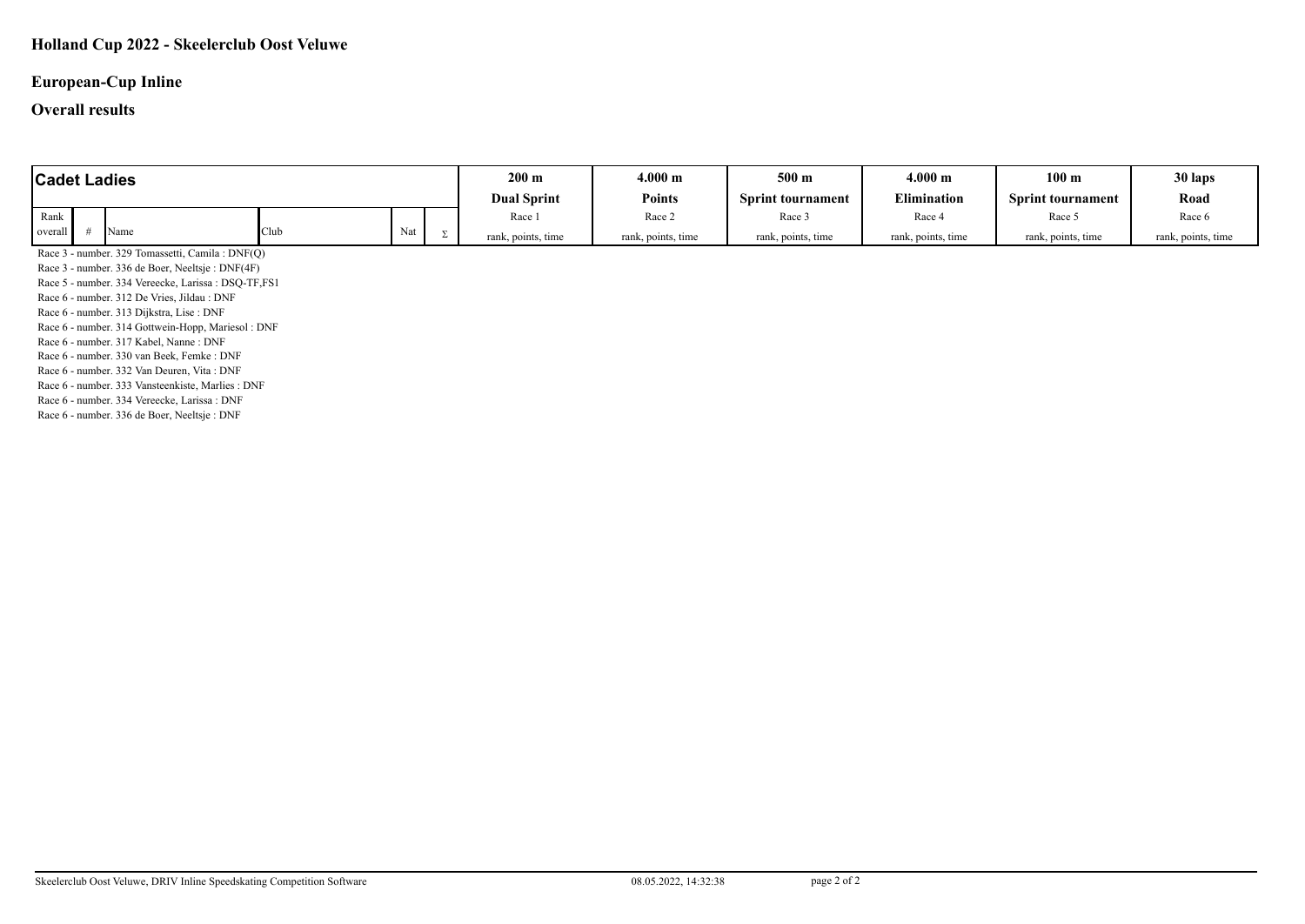# Holland Cup 2022 - Skeelerclub Oost Veluwe

## European-Cup Inline

## Overall results

| Cadet Ladies | | | | | | 200 m<br>Dual Sprint | 4.000 m<br>Points | 500 m<br>Sprint tournament | 4.000 m<br>Elimination | 100 m<br>Sprint tournament | 30 laps<br>Road |
|---|---|---|---|---|---|---|---|---|---|---|---|
| Rank overall | # | Name | Club | Nat | Σ | Race 1<br>rank, points, time | Race 2<br>rank, points, time | Race 3<br>rank, points, time | Race 4<br>rank, points, time | Race 5<br>rank, points, time | Race 6<br>rank, points, time |

Race 3 - number. 329 Tomassetti, Camila : DNF(Q)
Race 3 - number. 336 de Boer, Neeltsje : DNF(4F)
Race 5 - number. 334 Vereecke, Larissa : DSQ-TF,FS1
Race 6 - number. 312 De Vries, Jildau : DNF
Race 6 - number. 313 Dijkstra, Lise : DNF
Race 6 - number. 314 Gottwein-Hopp, Mariesol : DNF
Race 6 - number. 317 Kabel, Nanne : DNF
Race 6 - number. 330 van Beek, Femke : DNF
Race 6 - number. 332 Van Deuren, Vita : DNF
Race 6 - number. 333 Vansteenkiste, Marlies : DNF
Race 6 - number. 334 Vereecke, Larissa : DNF
Race 6 - number. 336 de Boer, Neeltsje : DNF

Skeelerclub Oost Veluwe, DRIV Inline Speedskating Competition Software 08.05.2022, 14:32:38